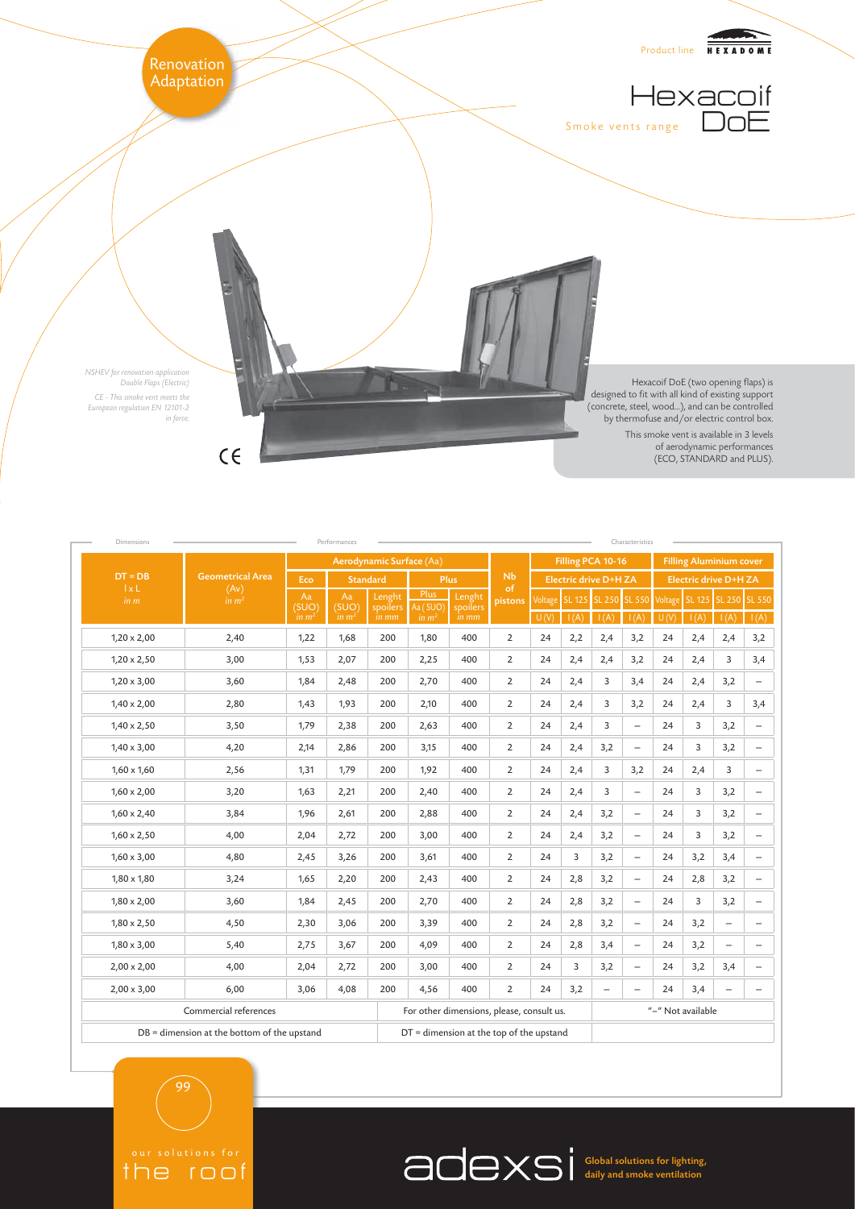Renovation Adaptation

Product line HEXADOME

# Hexacoif DoE

Smoke vents range

*NSHEV for renovation application Double Flaps (Electric)*

*CE - This smoke vent meets the European regulation EN 12101-2 in force.*

CE

Hexacoif DoE (two opening flaps) is designed to fit with all kind of existing support (concrete, steel, wood...), and can be controlled by thermofuse and/or electric control box.

This smoke vent is available in 3 levels of aerodynamic performances (ECO, STANDARD and PLUS).

| Dimensions | | Performances | | | | | | Characteristics | | | | | | | | |
|---|---|---|---|---|---|---|---|---|---|---|---|---|---|---|---|---|
| DT = DB l x L *in m* | Geometrical Area (Av) *in m²* | Aerodynamic Surface (Aa) | | | | | Nb of pistons | Filling PCA 10-16 | | | | Filling Aluminium cover | | | | |
| | | Eco | Standard | | Plus | | | Electric drive D+H ZA | | | | Electric drive D+H ZA | | | | |
| | | Aa (SUO) *in m²* | Aa (SUO) *in m²* | Lenght spoilers *in mm* | Aa (SUO) *in m²* | Lenght spoilers *in mm* | | Voltage U (V) | SL 125 I (A) | SL 250 I (A) | SL 550 I (A) | Voltage U (V) | SL 125 I (A) | SL 250 I (A) | SL 550 I (A) |
| 1,20 x 2,00 | 2,40 | 1,22 | 1,68 | 200 | 1,80 | 400 | 2 | 24 | 2,2 | 2,4 | 3,2 | 24 | 2,4 | 2,4 | 3,2 |
| 1,20 x 2,50 | 3,00 | 1,53 | 2,07 | 200 | 2,25 | 400 | 2 | 24 | 2,4 | 2,4 | 3,2 | 24 | 2,4 | 3 | 3,4 |
| 1,20 x 3,00 | 3,60 | 1,84 | 2,48 | 200 | 2,70 | 400 | 2 | 24 | 2,4 | 3 | 3,4 | 24 | 2,4 | 3,2 | – |
| 1,40 x 2,00 | 2,80 | 1,43 | 1,93 | 200 | 2,10 | 400 | 2 | 24 | 2,4 | 3 | 3,2 | 24 | 2,4 | 3 | 3,4 |
| 1,40 x 2,50 | 3,50 | 1,79 | 2,38 | 200 | 2,63 | 400 | 2 | 24 | 2,4 | 3 | – | 24 | 3 | 3,2 | – |
| 1,40 x 3,00 | 4,20 | 2,14 | 2,86 | 200 | 3,15 | 400 | 2 | 24 | 2,4 | 3,2 | – | 24 | 3 | 3,2 | – |
| 1,60 x 1,60 | 2,56 | 1,31 | 1,79 | 200 | 1,92 | 400 | 2 | 24 | 2,4 | 3 | 3,2 | 24 | 2,4 | 3 | – |
| 1,60 x 2,00 | 3,20 | 1,63 | 2,21 | 200 | 2,40 | 400 | 2 | 24 | 2,4 | 3 | – | 24 | 3 | 3,2 | – |
| 1,60 x 2,40 | 3,84 | 1,96 | 2,61 | 200 | 2,88 | 400 | 2 | 24 | 2,4 | 3,2 | – | 24 | 3 | 3,2 | – |
| 1,60 x 2,50 | 4,00 | 2,04 | 2,72 | 200 | 3,00 | 400 | 2 | 24 | 2,4 | 3,2 | – | 24 | 3 | 3,2 | – |
| 1,60 x 3,00 | 4,80 | 2,45 | 3,26 | 200 | 3,61 | 400 | 2 | 24 | 3 | 3,2 | – | 24 | 3,2 | 3,4 | – |
| 1,80 x 1,80 | 3,24 | 1,65 | 2,20 | 200 | 2,43 | 400 | 2 | 24 | 2,8 | 3,2 | – | 24 | 2,8 | 3,2 | – |
| 1,80 x 2,00 | 3,60 | 1,84 | 2,45 | 200 | 2,70 | 400 | 2 | 24 | 2,8 | 3,2 | – | 24 | 3 | 3,2 | – |
| 1,80 x 2,50 | 4,50 | 2,30 | 3,06 | 200 | 3,39 | 400 | 2 | 24 | 2,8 | 3,2 | – | 24 | 3,2 | – | – |
| 1,80 x 3,00 | 5,40 | 2,75 | 3,67 | 200 | 4,09 | 400 | 2 | 24 | 2,8 | 3,4 | – | 24 | 3,2 | – | – |
| 2,00 x 2,00 | 4,00 | 2,04 | 2,72 | 200 | 3,00 | 400 | 2 | 24 | 3 | 3,2 | – | 24 | 3,2 | 3,4 | – |
| 2,00 x 3,00 | 6,00 | 3,06 | 4,08 | 200 | 4,56 | 400 | 2 | 24 | 3,2 | – | – | 24 | 3,4 | – | – |
| Commercial references | | | | For other dimensions, please, consult us. | | | | | | "–" Not available | | | | | |
| DB = dimension at the bottom of the upstand | | | | DT = dimension at the top of the upstand | | | | | | | | | | | |

our solutions for the roof

adexsi Global solutions for lighting, daily and smoke ventilation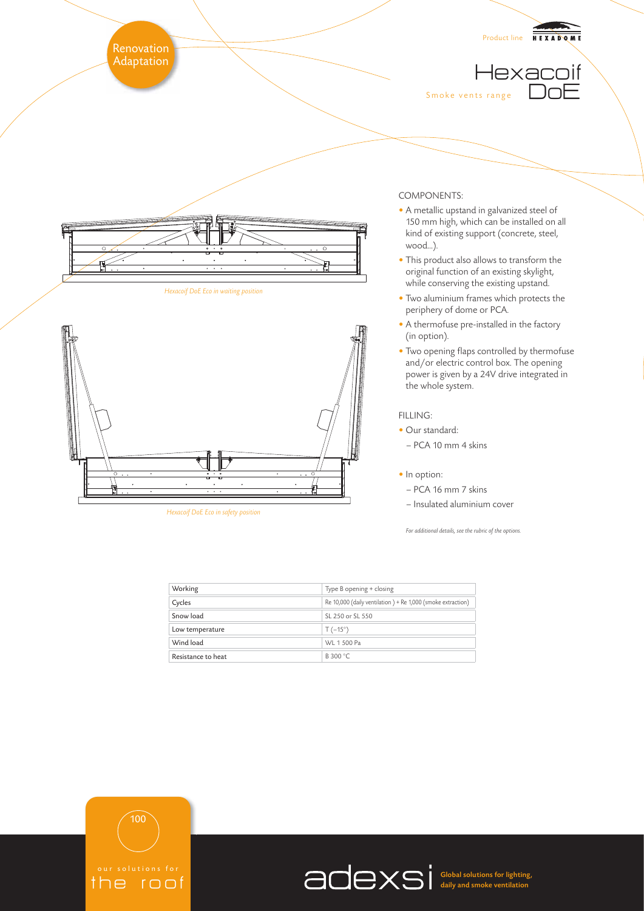Renovation
Adaptation

Product line HEXADOME

# Hexacoif DoE

Smoke vents range

*Hexacoif DoE Eco in waiting position*

*Hexacoif DoE Eco in safety position*

## COMPONENTS:

- A metallic upstand in galvanized steel of 150 mm high, which can be installed on all kind of existing support (concrete, steel, wood...).
- This product also allows to transform the original function of an existing skylight, while conserving the existing upstand.
- Two aluminium frames which protects the periphery of dome or PCA.
- A thermofuse pre-installed in the factory (in option).
- Two opening flaps controlled by thermofuse and/or electric control box. The opening power is given by a 24V drive integrated in the whole system.

## FILLING:

- Our standard:
  - PCA 10 mm 4 skins
- In option:
  - PCA 16 mm 7 skins
  - Insulated aluminium cover

*For additional details, see the rubric of the options.*

| | |
|---|---|
| Working | Type B opening + closing |
| Cycles | Re 10,000 (daily ventilation ) + Re 1,000 (smoke extraction) |
| Snow load | SL 250 or SL 550 |
| Low temperature | T (−15°) |
| Wind load | WL 1 500 Pa |
| Resistance to heat | B 300 °C |

our solutions for the roof

adexsi Global solutions for lighting, daily and smoke ventilation